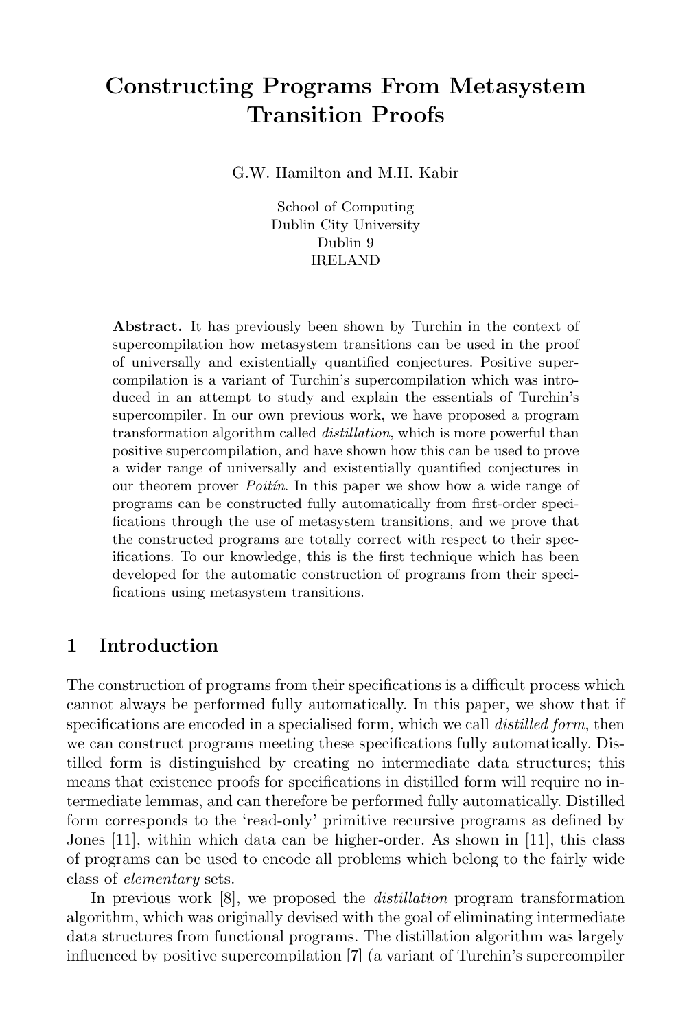# Constructing Programs From Metasystem Transition Proofs

G.W. Hamilton and M.H. Kabir

School of Computing
Dublin City University
Dublin 9
IRELAND

**Abstract.** It has previously been shown by Turchin in the context of supercompilation how metasystem transitions can be used in the proof of universally and existentially quantified conjectures. Positive supercompilation is a variant of Turchin's supercompilation which was introduced in an attempt to study and explain the essentials of Turchin's supercompiler. In our own previous work, we have proposed a program transformation algorithm called *distillation*, which is more powerful than positive supercompilation, and have shown how this can be used to prove a wider range of universally and existentially quantified conjectures in our theorem prover *Poitín*. In this paper we show how a wide range of programs can be constructed fully automatically from first-order specifications through the use of metasystem transitions, and we prove that the constructed programs are totally correct with respect to their specifications. To our knowledge, this is the first technique which has been developed for the automatic construction of programs from their specifications using metasystem transitions.

## 1 Introduction

The construction of programs from their specifications is a difficult process which cannot always be performed fully automatically. In this paper, we show that if specifications are encoded in a specialised form, which we call *distilled form*, then we can construct programs meeting these specifications fully automatically. Distilled form is distinguished by creating no intermediate data structures; this means that existence proofs for specifications in distilled form will require no intermediate lemmas, and can therefore be performed fully automatically. Distilled form corresponds to the 'read-only' primitive recursive programs as defined by Jones [11], within which data can be higher-order. As shown in [11], this class of programs can be used to encode all problems which belong to the fairly wide class of *elementary* sets.

In previous work [8], we proposed the *distillation* program transformation algorithm, which was originally devised with the goal of eliminating intermediate data structures from functional programs. The distillation algorithm was largely influenced by positive supercompilation [7] (a variant of Turchin's supercompiler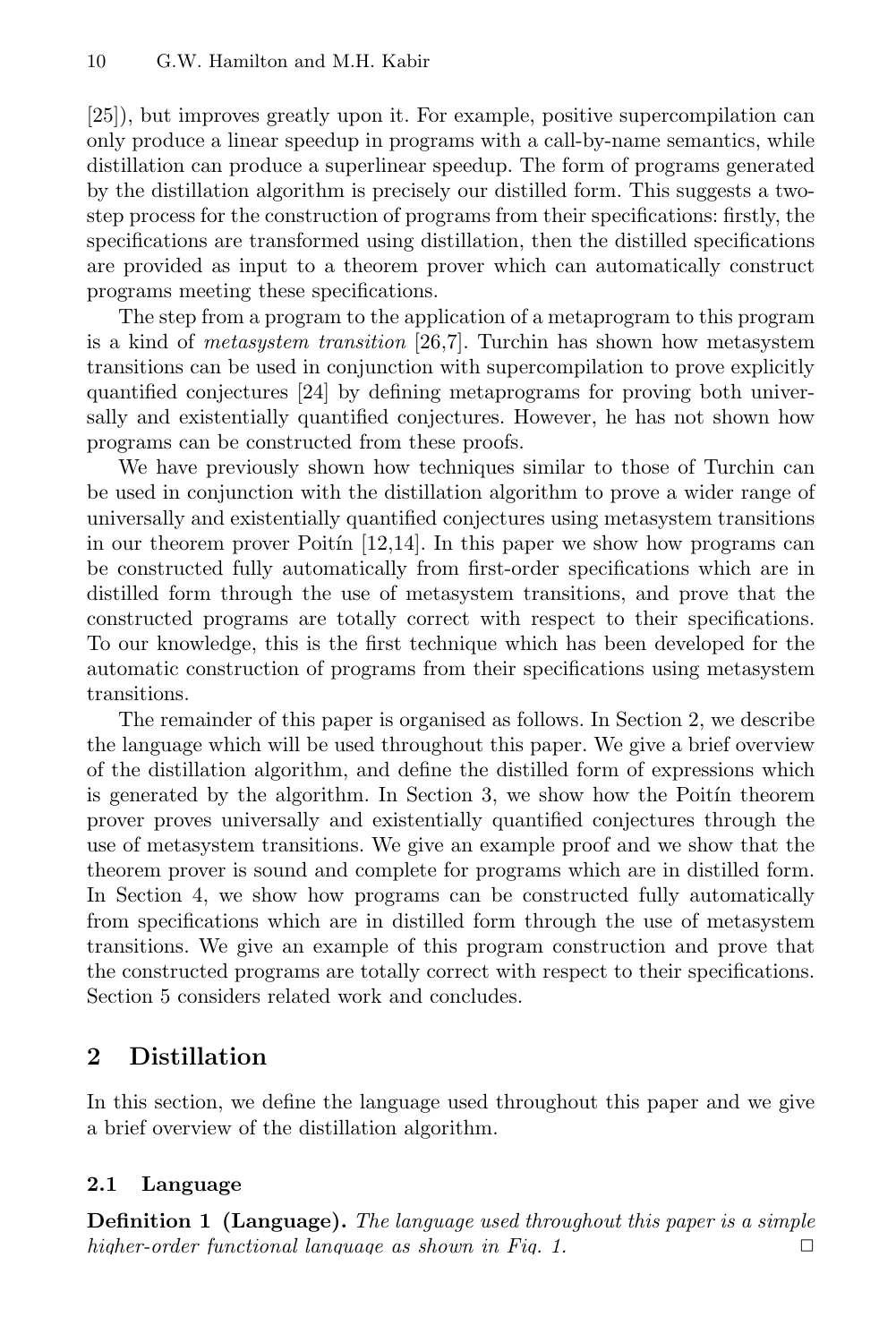[25]), but improves greatly upon it. For example, positive supercompilation can only produce a linear speedup in programs with a call-by-name semantics, while distillation can produce a superlinear speedup. The form of programs generated by the distillation algorithm is precisely our distilled form. This suggests a two-step process for the construction of programs from their specifications: firstly, the specifications are transformed using distillation, then the distilled specifications are provided as input to a theorem prover which can automatically construct programs meeting these specifications.

The step from a program to the application of a metaprogram to this program is a kind of *metasystem transition* [26,7]. Turchin has shown how metasystem transitions can be used in conjunction with supercompilation to prove explicitly quantified conjectures [24] by defining metaprograms for proving both universally and existentially quantified conjectures. However, he has not shown how programs can be constructed from these proofs.

We have previously shown how techniques similar to those of Turchin can be used in conjunction with the distillation algorithm to prove a wider range of universally and existentially quantified conjectures using metasystem transitions in our theorem prover Poitín [12,14]. In this paper we show how programs can be constructed fully automatically from first-order specifications which are in distilled form through the use of metasystem transitions, and prove that the constructed programs are totally correct with respect to their specifications. To our knowledge, this is the first technique which has been developed for the automatic construction of programs from their specifications using metasystem transitions.

The remainder of this paper is organised as follows. In Section 2, we describe the language which will be used throughout this paper. We give a brief overview of the distillation algorithm, and define the distilled form of expressions which is generated by the algorithm. In Section 3, we show how the Poitín theorem prover proves universally and existentially quantified conjectures through the use of metasystem transitions. We give an example proof and we show that the theorem prover is sound and complete for programs which are in distilled form. In Section 4, we show how programs can be constructed fully automatically from specifications which are in distilled form through the use of metasystem transitions. We give an example of this program construction and prove that the constructed programs are totally correct with respect to their specifications. Section 5 considers related work and concludes.

## 2 Distillation

In this section, we define the language used throughout this paper and we give a brief overview of the distillation algorithm.

### 2.1 Language

**Definition 1 (Language).** *The language used throughout this paper is a simple higher-order functional language as shown in Fig. 1.* □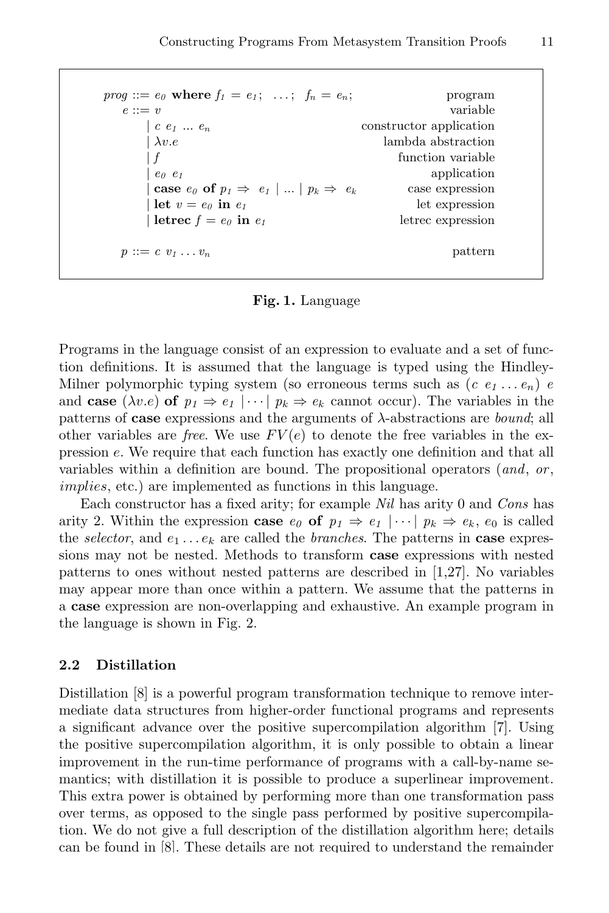$$
\begin{array}{llr}
prog ::= e_0 \textbf{ where } f_1 = e_1; \ \ldots; \ f_n = e_n; & & \text{program} \\
\quad e ::= v & & \text{variable} \\
\quad\quad \mid c\ e_1 \ldots e_n & & \text{constructor application} \\
\quad\quad \mid \lambda v.e & & \text{lambda abstraction} \\
\quad\quad \mid f & & \text{function variable} \\
\quad\quad \mid e_0\ e_1 & & \text{application} \\
\quad\quad \mid \textbf{case } e_0 \textbf{ of } p_1 \Rightarrow e_1 \mid \ldots \mid p_k \Rightarrow e_k & & \text{case expression} \\
\quad\quad \mid \textbf{let } v = e_0 \textbf{ in } e_1 & & \text{let expression} \\
\quad\quad \mid \textbf{letrec } f = e_0 \textbf{ in } e_1 & & \text{letrec expression} \\
 & & \\
\quad p ::= c\ v_1 \ldots v_n & & \text{pattern}
\end{array}
$$

**Fig. 1.** Language

Programs in the language consist of an expression to evaluate and a set of function definitions. It is assumed that the language is typed using the Hindley-Milner polymorphic typing system (so erroneous terms such as $(c\ e_1 \ldots e_n)\ e$ and **case** $(\lambda v.e)$ **of** $p_1 \Rightarrow e_1 \mid \cdots \mid p_k \Rightarrow e_k$ cannot occur). The variables in the patterns of **case** expressions and the arguments of $\lambda$-abstractions are *bound*; all other variables are *free*. We use $FV(e)$ to denote the free variables in the expression $e$. We require that each function has exactly one definition and that all variables within a definition are bound. The propositional operators (*and*, *or*, *implies*, etc.) are implemented as functions in this language.

Each constructor has a fixed arity; for example *Nil* has arity 0 and *Cons* has arity 2. Within the expression **case** $e_0$ **of** $p_1 \Rightarrow e_1 \mid \cdots \mid p_k \Rightarrow e_k$, $e_0$ is called the *selector*, and $e_1 \ldots e_k$ are called the *branches*. The patterns in **case** expressions may not be nested. Methods to transform **case** expressions with nested patterns to ones without nested patterns are described in [1,27]. No variables may appear more than once within a pattern. We assume that the patterns in a **case** expression are non-overlapping and exhaustive. An example program in the language is shown in Fig. 2.

### 2.2 Distillation

Distillation [8] is a powerful program transformation technique to remove intermediate data structures from higher-order functional programs and represents a significant advance over the positive supercompilation algorithm [7]. Using the positive supercompilation algorithm, it is only possible to obtain a linear improvement in the run-time performance of programs with a call-by-name semantics; with distillation it is possible to produce a superlinear improvement. This extra power is obtained by performing more than one transformation pass over terms, as opposed to the single pass performed by positive supercompilation. We do not give a full description of the distillation algorithm here; details can be found in [8]. These details are not required to understand the remainder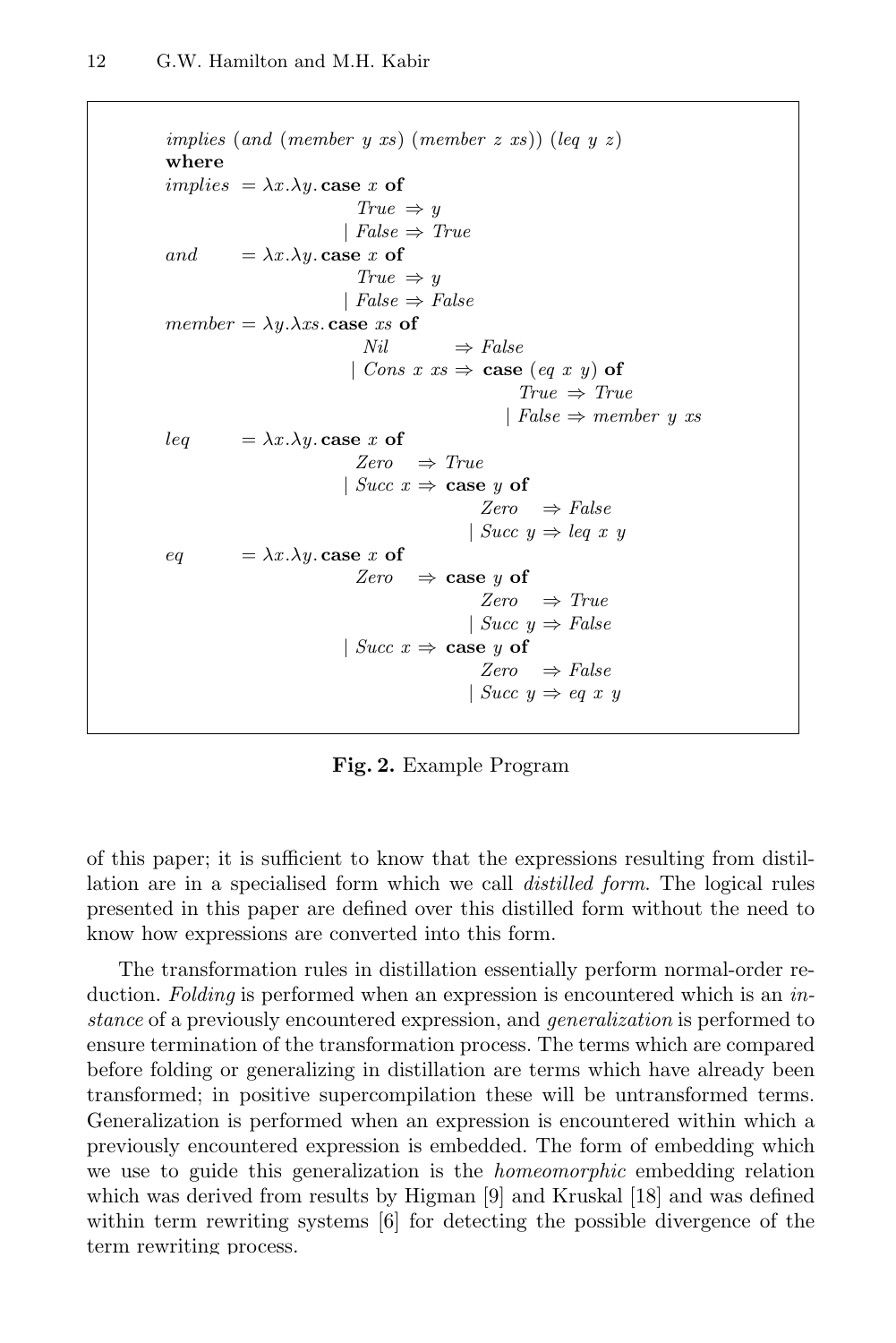```
implies (and (member y xs) (member z xs)) (leq y z)
where
implies = λx.λy. case x of
                   True  ⇒ y
                 | False ⇒ True
and     = λx.λy. case x of
                   True  ⇒ y
                 | False ⇒ False
member  = λy.λxs. case xs of
                    Nil        ⇒ False
                  | Cons x xs ⇒ case (eq x y) of
                                  True  ⇒ True
                                | False ⇒ member y xs
leq     = λx.λy. case x of
                   Zero   ⇒ True
                 | Succ x ⇒ case y of
                              Zero   ⇒ False
                            | Succ y ⇒ leq x y
eq      = λx.λy. case x of
                   Zero   ⇒ case y of
                              Zero   ⇒ True
                            | Succ y ⇒ False
                 | Succ x ⇒ case y of
                              Zero   ⇒ False
                            | Succ y ⇒ eq x y
```

**Fig. 2.** Example Program

of this paper; it is sufficient to know that the expressions resulting from distillation are in a specialised form which we call *distilled form*. The logical rules presented in this paper are defined over this distilled form without the need to know how expressions are converted into this form.

The transformation rules in distillation essentially perform normal-order reduction. *Folding* is performed when an expression is encountered which is an *instance* of a previously encountered expression, and *generalization* is performed to ensure termination of the transformation process. The terms which are compared before folding or generalizing in distillation are terms which have already been transformed; in positive supercompilation these will be untransformed terms. Generalization is performed when an expression is encountered within which a previously encountered expression is embedded. The form of embedding which we use to guide this generalization is the *homeomorphic* embedding relation which was derived from results by Higman [9] and Kruskal [18] and was defined within term rewriting systems [6] for detecting the possible divergence of the term rewriting process.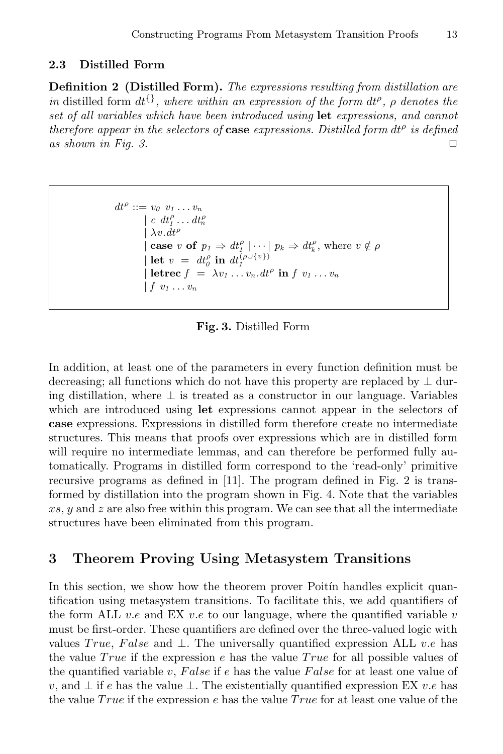### 2.3 Distilled Form

**Definition 2 (Distilled Form).** *The expressions resulting from distillation are in* distilled form $dt^{\{\}}$*, where within an expression of the form* $dt^{\rho}$*,* $\rho$ *denotes the set of all variables which have been introduced using* **let** *expressions, and cannot therefore appear in the selectors of* **case** *expressions. Distilled form* $dt^{\rho}$ *is defined as shown in Fig. 3.* □

$$
\begin{array}{rl}
dt^{\rho} ::= & v_0 \ v_1 \ldots v_n \\
| & c \ dt_1^{\rho} \ldots dt_n^{\rho} \\
| & \lambda v.dt^{\rho} \\
| & \textbf{case} \ v \ \textbf{of} \ p_1 \Rightarrow dt_1^{\rho} \mid \cdots \mid p_k \Rightarrow dt_k^{\rho}, \text{ where } v \notin \rho \\
| & \textbf{let} \ v \ = \ dt_0^{\rho} \ \textbf{in} \ dt_1^{(\rho \cup \{v\})} \\
| & \textbf{letrec} \ f \ = \ \lambda v_1 \ldots v_n.dt^{\rho} \ \textbf{in} \ f \ v_1 \ldots v_n \\
| & f \ v_1 \ldots v_n
\end{array}
$$

**Fig. 3.** Distilled Form

In addition, at least one of the parameters in every function definition must be decreasing; all functions which do not have this property are replaced by $\perp$ during distillation, where $\perp$ is treated as a constructor in our language. Variables which are introduced using **let** expressions cannot appear in the selectors of **case** expressions. Expressions in distilled form therefore create no intermediate structures. This means that proofs over expressions which are in distilled form will require no intermediate lemmas, and can therefore be performed fully automatically. Programs in distilled form correspond to the 'read-only' primitive recursive programs as defined in [11]. The program defined in Fig. 2 is transformed by distillation into the program shown in Fig. 4. Note that the variables $xs$, $y$ and $z$ are also free within this program. We can see that all the intermediate structures have been eliminated from this program.

## 3 Theorem Proving Using Metasystem Transitions

In this section, we show how the theorem prover Poitín handles explicit quantification using metasystem transitions. To facilitate this, we add quantifiers of the form ALL $v.e$ and EX $v.e$ to our language, where the quantified variable $v$ must be first-order. These quantifiers are defined over the three-valued logic with values $True$, $False$ and $\perp$. The universally quantified expression ALL $v.e$ has the value $True$ if the expression $e$ has the value $True$ for all possible values of the quantified variable $v$, $False$ if $e$ has the value $False$ for at least one value of $v$, and $\perp$ if $e$ has the value $\perp$. The existentially quantified expression EX $v.e$ has the value $True$ if the expression $e$ has the value $True$ for at least one value of the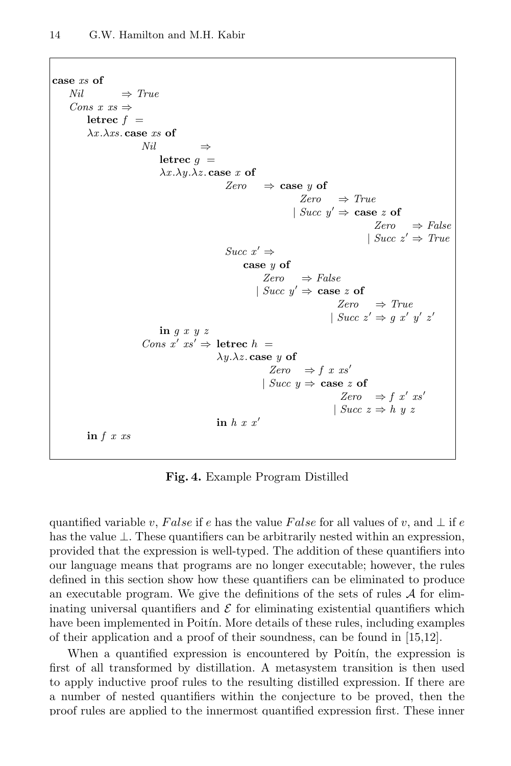```
case xs of
  Nil        ⇒ True
  Cons x xs ⇒
    letrec f =
    λx.λxs. case xs of
              Nil         ⇒
                letrec g =
                λx.λy.λz. case x of
                            Zero    ⇒ case y of
                                            Zero    ⇒ True
                                          | Succ y' ⇒ case z of
                                                          Zero    ⇒ False
                                                        | Succ z' ⇒ True
                            Succ x' ⇒
                              case y of
                                Zero    ⇒ False
                              | Succ y' ⇒ case z of
                                              Zero    ⇒ True
                                            | Succ z' ⇒ g x' y' z'
                in g x y z
              Cons x' xs' ⇒ letrec h =
                            λy.λz. case y of
                                      Zero    ⇒ f x xs'
                                    | Succ y ⇒ case z of
                                                  Zero    ⇒ f x' xs'
                                                | Succ z ⇒ h y z
                            in h x x'
    in f x xs
```

**Fig. 4.** Example Program Distilled

quantified variable $v$, $False$ if $e$ has the value $False$ for all values of $v$, and $\perp$ if $e$ has the value $\perp$. These quantifiers can be arbitrarily nested within an expression, provided that the expression is well-typed. The addition of these quantifiers into our language means that programs are no longer executable; however, the rules defined in this section show how these quantifiers can be eliminated to produce an executable program. We give the definitions of the sets of rules $\mathcal{A}$ for eliminating universal quantifiers and $\mathcal{E}$ for eliminating existential quantifiers which have been implemented in Poitín. More details of these rules, including examples of their application and a proof of their soundness, can be found in [15,12].

When a quantified expression is encountered by Poitín, the expression is first of all transformed by distillation. A metasystem transition is then used to apply inductive proof rules to the resulting distilled expression. If there are a number of nested quantifiers within the conjecture to be proved, then the proof rules are applied to the innermost quantified expression first. These inner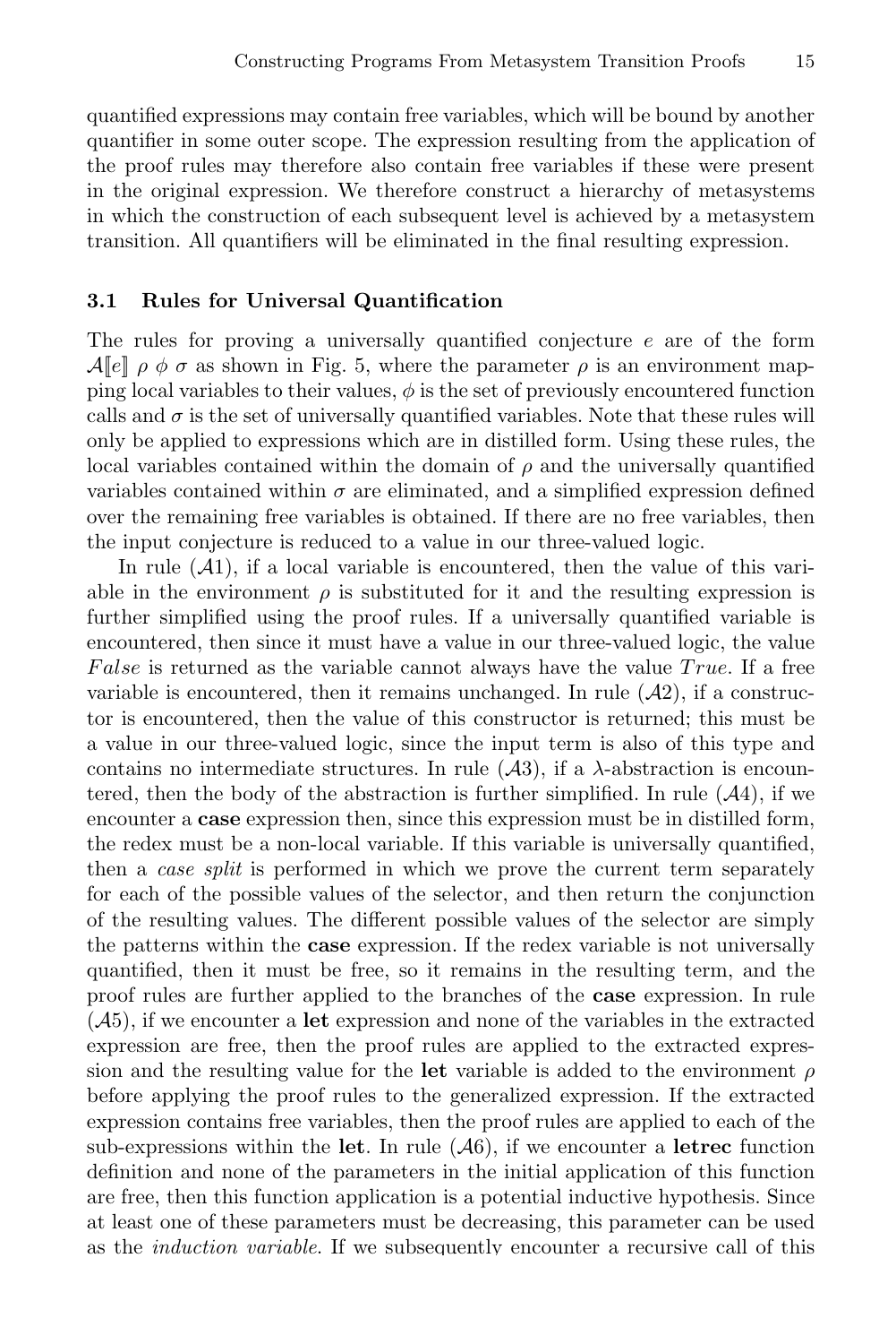quantified expressions may contain free variables, which will be bound by another quantifier in some outer scope. The expression resulting from the application of the proof rules may therefore also contain free variables if these were present in the original expression. We therefore construct a hierarchy of metasystems in which the construction of each subsequent level is achieved by a metasystem transition. All quantifiers will be eliminated in the final resulting expression.

### 3.1 Rules for Universal Quantification

The rules for proving a universally quantified conjecture $e$ are of the form $\mathcal{A}[\![e]\!]\ \rho\ \phi\ \sigma$ as shown in Fig. 5, where the parameter $\rho$ is an environment mapping local variables to their values, $\phi$ is the set of previously encountered function calls and $\sigma$ is the set of universally quantified variables. Note that these rules will only be applied to expressions which are in distilled form. Using these rules, the local variables contained within the domain of $\rho$ and the universally quantified variables contained within $\sigma$ are eliminated, and a simplified expression defined over the remaining free variables is obtained. If there are no free variables, then the input conjecture is reduced to a value in our three-valued logic.

In rule ($\mathcal{A}1$), if a local variable is encountered, then the value of this variable in the environment $\rho$ is substituted for it and the resulting expression is further simplified using the proof rules. If a universally quantified variable is encountered, then since it must have a value in our three-valued logic, the value $False$ is returned as the variable cannot always have the value $True$. If a free variable is encountered, then it remains unchanged. In rule ($\mathcal{A}2$), if a constructor is encountered, then the value of this constructor is returned; this must be a value in our three-valued logic, since the input term is also of this type and contains no intermediate structures. In rule ($\mathcal{A}3$), if a $\lambda$-abstraction is encountered, then the body of the abstraction is further simplified. In rule ($\mathcal{A}4$), if we encounter a **case** expression then, since this expression must be in distilled form, the redex must be a non-local variable. If this variable is universally quantified, then a *case split* is performed in which we prove the current term separately for each of the possible values of the selector, and then return the conjunction of the resulting values. The different possible values of the selector are simply the patterns within the **case** expression. If the redex variable is not universally quantified, then it must be free, so it remains in the resulting term, and the proof rules are further applied to the branches of the **case** expression. In rule ($\mathcal{A}5$), if we encounter a **let** expression and none of the variables in the extracted expression are free, then the proof rules are applied to the extracted expression and the resulting value for the **let** variable is added to the environment $\rho$ before applying the proof rules to the generalized expression. If the extracted expression contains free variables, then the proof rules are applied to each of the sub-expressions within the **let**. In rule ($\mathcal{A}6$), if we encounter a **letrec** function definition and none of the parameters in the initial application of this function are free, then this function application is a potential inductive hypothesis. Since at least one of these parameters must be decreasing, this parameter can be used as the *induction variable*. If we subsequently encounter a recursive call of this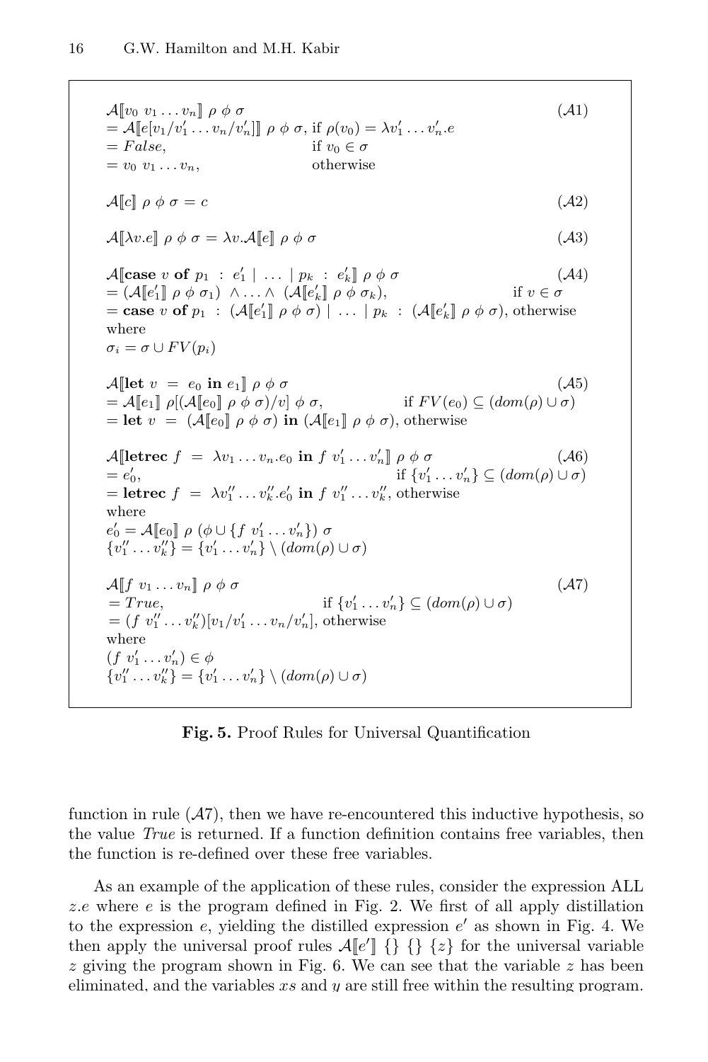$$
\begin{array}{ll}
\mathcal{A}[\![v_0\ v_1 \ldots v_n]\!]\ \rho\ \phi\ \sigma & (\mathcal{A}1)\\
= \mathcal{A}[\![e[v_1/v_1' \ldots v_n/v_n']]\!]\ \rho\ \phi\ \sigma, \text{ if } \rho(v_0) = \lambda v_1' \ldots v_n'.e & \\
= False, \qquad\qquad\qquad\qquad \text{if } v_0 \in \sigma & \\
= v_0\ v_1 \ldots v_n, \qquad\qquad\qquad\quad \text{otherwise} &
\end{array}
$$

$$
\mathcal{A}[\![c]\!]\ \rho\ \phi\ \sigma = c \qquad (\mathcal{A}2)
$$

$$
\mathcal{A}[\![\lambda v.e]\!]\ \rho\ \phi\ \sigma = \lambda v.\mathcal{A}[\![e]\!]\ \rho\ \phi\ \sigma \qquad (\mathcal{A}3)
$$

$$
\begin{array}{ll}
\mathcal{A}[\![\textbf{case}\ v\ \textbf{of}\ p_1\ :\ e_1' \mid \ldots \mid p_k\ :\ e_k']\!]\ \rho\ \phi\ \sigma & (\mathcal{A}4)\\
= (\mathcal{A}[\![e_1']\!]\ \rho\ \phi\ \sigma_1)\ \wedge \ldots \wedge\ (\mathcal{A}[\![e_k']\!]\ \rho\ \phi\ \sigma_k), & \text{if } v \in \sigma\\
= \textbf{case}\ v\ \textbf{of}\ p_1\ :\ (\mathcal{A}[\![e_1']\!]\ \rho\ \phi\ \sigma) \mid \ldots \mid p_k\ :\ (\mathcal{A}[\![e_k']\!]\ \rho\ \phi\ \sigma), \text{ otherwise} & \\
\text{where} & \\
\sigma_i = \sigma \cup FV(p_i) &
\end{array}
$$

$$
\begin{array}{ll}
\mathcal{A}[\![\textbf{let}\ v\ =\ e_0\ \textbf{in}\ e_1]\!]\ \rho\ \phi\ \sigma & (\mathcal{A}5)\\
= \mathcal{A}[\![e_1]\!]\ \rho[(\mathcal{A}[\![e_0]\!]\ \rho\ \phi\ \sigma)/v]\ \phi\ \sigma, & \text{if } FV(e_0) \subseteq (dom(\rho) \cup \sigma)\\
= \textbf{let}\ v\ =\ (\mathcal{A}[\![e_0]\!]\ \rho\ \phi\ \sigma)\ \textbf{in}\ (\mathcal{A}[\![e_1]\!]\ \rho\ \phi\ \sigma), \text{ otherwise} &
\end{array}
$$

$$
\begin{array}{ll}
\mathcal{A}[\![\textbf{letrec}\ f\ =\ \lambda v_1 \ldots v_n.e_0\ \textbf{in}\ f\ v_1' \ldots v_n']\!]\ \rho\ \phi\ \sigma & (\mathcal{A}6)\\
= e_0', & \text{if } \{v_1' \ldots v_n'\} \subseteq (dom(\rho) \cup \sigma)\\
= \textbf{letrec}\ f\ =\ \lambda v_1'' \ldots v_k''.e_0'\ \textbf{in}\ f\ v_1'' \ldots v_k'', \text{ otherwise} & \\
\text{where} & \\
e_0' = \mathcal{A}[\![e_0]\!]\ \rho\ (\phi \cup \{f\ v_1' \ldots v_n'\})\ \sigma & \\
\{v_1'' \ldots v_k''\} = \{v_1' \ldots v_n'\} \setminus (dom(\rho) \cup \sigma) &
\end{array}
$$

$$
\begin{array}{ll}
\mathcal{A}[\![f\ v_1 \ldots v_n]\!]\ \rho\ \phi\ \sigma & (\mathcal{A}7)\\
= True, \qquad\qquad\qquad \text{if } \{v_1' \ldots v_n'\} \subseteq (dom(\rho) \cup \sigma) & \\
= (f\ v_1'' \ldots v_k'')[v_1/v_1' \ldots v_n/v_n'], \text{ otherwise} & \\
\text{where} & \\
(f\ v_1' \ldots v_n') \in \phi & \\
\{v_1'' \ldots v_k''\} = \{v_1' \ldots v_n'\} \setminus (dom(\rho) \cup \sigma) &
\end{array}
$$

**Fig. 5.** Proof Rules for Universal Quantification

function in rule ($\mathcal{A}7$), then we have re-encountered this inductive hypothesis, so the value *True* is returned. If a function definition contains free variables, then the function is re-defined over these free variables.

As an example of the application of these rules, consider the expression ALL $z.e$ where $e$ is the program defined in Fig. 2. We first of all apply distillation to the expression $e$, yielding the distilled expression $e'$ as shown in Fig. 4. We then apply the universal proof rules $\mathcal{A}[\![e']\!]\ \{\}\ \{\}\ \{z\}$ for the universal variable $z$ giving the program shown in Fig. 6. We can see that the variable $z$ has been eliminated, and the variables $xs$ and $y$ are still free within the resulting program.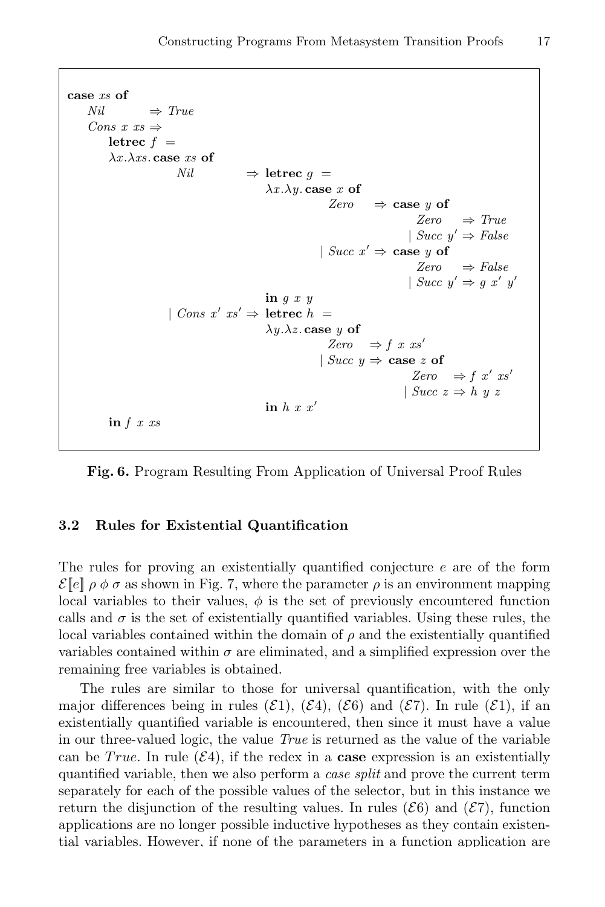```
case xs of
    Nil        ⇒ True
    Cons x xs ⇒
        letrec f =
        λx.λxs. case xs of
                    Nil          ⇒ letrec g =
                                   λx.λy. case x of
                                              Zero     ⇒ case y of
                                                             Zero      ⇒ True
                                                           | Succ y' ⇒ False
                                            | Succ x' ⇒ case y of
                                                             Zero      ⇒ False
                                                           | Succ y' ⇒ g x' y'
                                   in g x y
                  | Cons x' xs' ⇒ letrec h =
                                   λy.λz. case y of
                                              Zero     ⇒ f x xs'
                                            | Succ y ⇒ case z of
                                                             Zero     ⇒ f x' xs'
                                                           | Succ z ⇒ h y z
                                   in h x x'
        in f x xs
```

**Fig. 6.** Program Resulting From Application of Universal Proof Rules

### 3.2 Rules for Existential Quantification

The rules for proving an existentially quantified conjecture $e$ are of the form $\mathcal{E}[\![e]\!]\ \rho\ \phi\ \sigma$ as shown in Fig. 7, where the parameter $\rho$ is an environment mapping local variables to their values, $\phi$ is the set of previously encountered function calls and $\sigma$ is the set of existentially quantified variables. Using these rules, the local variables contained within the domain of $\rho$ and the existentially quantified variables contained within $\sigma$ are eliminated, and a simplified expression over the remaining free variables is obtained.

The rules are similar to those for universal quantification, with the only major differences being in rules ($\mathcal{E}1$), ($\mathcal{E}4$), ($\mathcal{E}6$) and ($\mathcal{E}7$). In rule ($\mathcal{E}1$), if an existentially quantified variable is encountered, then since it must have a value in our three-valued logic, the value *True* is returned as the value of the variable can be $True$. In rule ($\mathcal{E}4$), if the redex in a **case** expression is an existentially quantified variable, then we also perform a *case split* and prove the current term separately for each of the possible values of the selector, but in this instance we return the disjunction of the resulting values. In rules ($\mathcal{E}6$) and ($\mathcal{E}7$), function applications are no longer possible inductive hypotheses as they contain existential variables. However, if none of the parameters in a function application are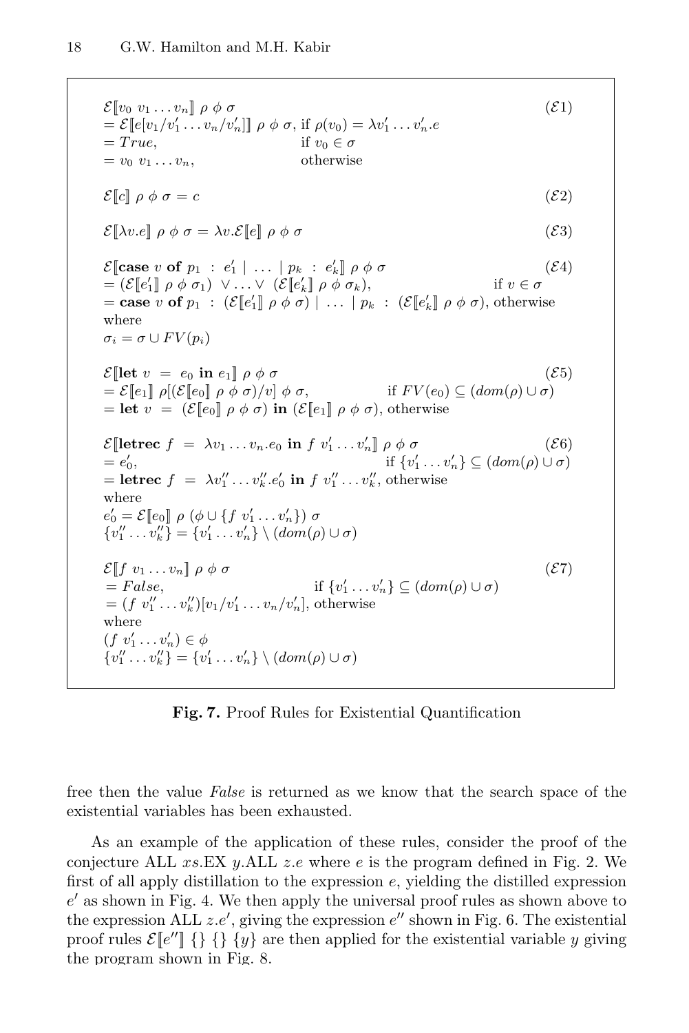$$
\begin{array}{ll}
\mathcal{E}[\![v_0\ v_1 \ldots v_n]\!]\ \rho\ \phi\ \sigma & (\mathcal{E}1)\\
= \mathcal{E}[\![e[v_1/v_1' \ldots v_n/v_n']]\!]\ \rho\ \phi\ \sigma, \text{ if } \rho(v_0) = \lambda v_1' \ldots v_n'.e & \\
= True, \qquad\qquad\qquad\qquad \text{if } v_0 \in \sigma & \\
= v_0\ v_1 \ldots v_n, \qquad\qquad\qquad \text{otherwise} &
\end{array}
$$

$$
\mathcal{E}[\![c]\!]\ \rho\ \phi\ \sigma = c \qquad (\mathcal{E}2)
$$

$$
\mathcal{E}[\![\lambda v.e]\!]\ \rho\ \phi\ \sigma = \lambda v.\mathcal{E}[\![e]\!]\ \rho\ \phi\ \sigma \qquad (\mathcal{E}3)
$$

$$
\begin{array}{ll}
\mathcal{E}[\![\textbf{case}\ v\ \textbf{of}\ p_1\ :\ e_1' \mid \ldots \mid p_k\ :\ e_k']\!]\ \rho\ \phi\ \sigma & (\mathcal{E}4)\\
= (\mathcal{E}[\![e_1']\!]\ \rho\ \phi\ \sigma_1)\ \vee \ldots \vee\ (\mathcal{E}[\![e_k']\!]\ \rho\ \phi\ \sigma_k), \qquad \text{if } v \in \sigma & \\
= \textbf{case}\ v\ \textbf{of}\ p_1\ :\ (\mathcal{E}[\![e_1']\!]\ \rho\ \phi\ \sigma) \mid \ldots \mid p_k\ :\ (\mathcal{E}[\![e_k']\!]\ \rho\ \phi\ \sigma), \text{ otherwise} & \\
\text{where} & \\
\sigma_i = \sigma \cup FV(p_i) &
\end{array}
$$

$$
\begin{array}{ll}
\mathcal{E}[\![\textbf{let}\ v\ =\ e_0\ \textbf{in}\ e_1]\!]\ \rho\ \phi\ \sigma & (\mathcal{E}5)\\
= \mathcal{E}[\![e_1]\!]\ \rho[(\mathcal{E}[\![e_0]\!]\ \rho\ \phi\ \sigma)/v]\ \phi\ \sigma, \qquad \text{if } FV(e_0) \subseteq (dom(\rho) \cup \sigma) & \\
= \textbf{let}\ v\ =\ (\mathcal{E}[\![e_0]\!]\ \rho\ \phi\ \sigma)\ \textbf{in}\ (\mathcal{E}[\![e_1]\!]\ \rho\ \phi\ \sigma), \text{ otherwise} &
\end{array}
$$

$$
\begin{array}{ll}
\mathcal{E}[\![\textbf{letrec}\ f\ =\ \lambda v_1 \ldots v_n.e_0\ \textbf{in}\ f\ v_1' \ldots v_n']\!]\ \rho\ \phi\ \sigma & (\mathcal{E}6)\\
= e_0', \qquad\qquad\qquad\qquad\qquad\qquad \text{if } \{v_1' \ldots v_n'\} \subseteq (dom(\rho) \cup \sigma) & \\
= \textbf{letrec}\ f\ =\ \lambda v_1'' \ldots v_k''.e_0'\ \textbf{in}\ f\ v_1'' \ldots v_k'', \text{ otherwise} & \\
\text{where} & \\
e_0' = \mathcal{E}[\![e_0]\!]\ \rho\ (\phi \cup \{f\ v_1' \ldots v_n'\})\ \sigma & \\
\{v_1'' \ldots v_k''\} = \{v_1' \ldots v_n'\} \setminus (dom(\rho) \cup \sigma) &
\end{array}
$$

$$
\begin{array}{ll}
\mathcal{E}[\![f\ v_1 \ldots v_n]\!]\ \rho\ \phi\ \sigma & (\mathcal{E}7)\\
= False, \qquad\qquad\qquad\qquad \text{if } \{v_1' \ldots v_n'\} \subseteq (dom(\rho) \cup \sigma) & \\
= (f\ v_1'' \ldots v_k'')[v_1/v_1' \ldots v_n/v_n'], \text{ otherwise} & \\
\text{where} & \\
(f\ v_1' \ldots v_n') \in \phi & \\
\{v_1'' \ldots v_k''\} = \{v_1' \ldots v_n'\} \setminus (dom(\rho) \cup \sigma) &
\end{array}
$$

**Fig. 7.** Proof Rules for Existential Quantification

free then the value *False* is returned as we know that the search space of the existential variables has been exhausted.

As an example of the application of these rules, consider the proof of the conjecture ALL $xs$.EX $y$.ALL $z.e$ where $e$ is the program defined in Fig. 2. We first of all apply distillation to the expression $e$, yielding the distilled expression $e'$ as shown in Fig. 4. We then apply the universal proof rules as shown above to the expression ALL $z.e'$, giving the expression $e''$ shown in Fig. 6. The existential proof rules $\mathcal{E}[\![e'']\!]\ \{\}\ \{\}\ \{y\}$ are then applied for the existential variable $y$ giving the program shown in Fig. 8.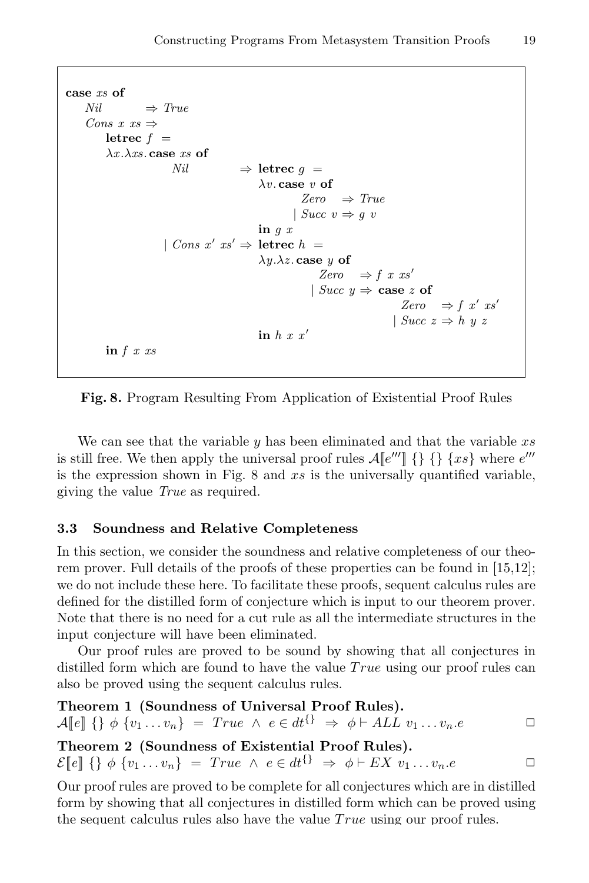```
case xs of
    Nil        ⇒ True
    Cons x xs ⇒
        letrec f =
        λx.λxs. case xs of
                    Nil           ⇒ letrec g =
                                     λv. case v of
                                              Zero    ⇒ True
                                            | Succ v ⇒ g v
                                     in g x
                  | Cons x′ xs′ ⇒ letrec h =
                                     λy.λz. case y of
                                                 Zero    ⇒ f x xs′
                                               | Succ y ⇒ case z of
                                                               Zero    ⇒ f x′ xs′
                                                             | Succ z ⇒ h y z
                                     in h x x′
        in f x xs
```

**Fig. 8.** Program Resulting From Application of Existential Proof Rules

We can see that the variable $y$ has been eliminated and that the variable $xs$ is still free. We then apply the universal proof rules $\mathcal{A}[\![e''']\!]\ \{\}\ \{\}\ \{xs\}$ where $e'''$ is the expression shown in Fig. 8 and $xs$ is the universally quantified variable, giving the value *True* as required.

### 3.3 Soundness and Relative Completeness

In this section, we consider the soundness and relative completeness of our theorem prover. Full details of the proofs of these properties can be found in [15,12]; we do not include these here. To facilitate these proofs, sequent calculus rules are defined for the distilled form of conjecture which is input to our theorem prover. Note that there is no need for a cut rule as all the intermediate structures in the input conjecture will have been eliminated.

Our proof rules are proved to be sound by showing that all conjectures in distilled form which are found to have the value $True$ using our proof rules can also be proved using the sequent calculus rules.

**Theorem 1 (Soundness of Universal Proof Rules).**
$\mathcal{A}[\![e]\!]\ \{\}\ \phi\ \{v_1 \ldots v_n\}\ =\ True\ \wedge\ e \in dt^{\{\}}\ \Rightarrow\ \phi \vdash ALL\ v_1 \ldots v_n.e$ $\square$

**Theorem 2 (Soundness of Existential Proof Rules).**
$\mathcal{E}[\![e]\!]\ \{\}\ \phi\ \{v_1 \ldots v_n\}\ =\ True\ \wedge\ e \in dt^{\{\}}\ \Rightarrow\ \phi \vdash EX\ v_1 \ldots v_n.e$ $\square$

Our proof rules are proved to be complete for all conjectures which are in distilled form by showing that all conjectures in distilled form which can be proved using the sequent calculus rules also have the value $True$ using our proof rules.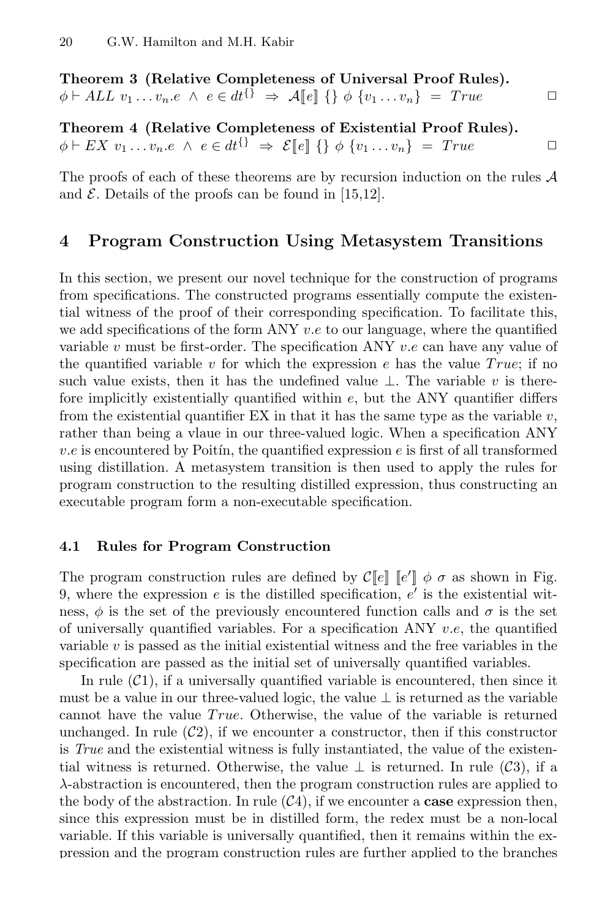**Theorem 3 (Relative Completeness of Universal Proof Rules).**
$\phi \vdash ALL\ v_1 \ldots v_n.e\ \wedge\ e \in dt^{\{\}}\ \Rightarrow\ \mathcal{A}[\![e]\!]\ \{\}\ \phi\ \{v_1 \ldots v_n\}\ =\ True$ □

**Theorem 4 (Relative Completeness of Existential Proof Rules).**
$\phi \vdash EX\ v_1 \ldots v_n.e\ \wedge\ e \in dt^{\{\}}\ \Rightarrow\ \mathcal{E}[\![e]\!]\ \{\}\ \phi\ \{v_1 \ldots v_n\}\ =\ True$ □

The proofs of each of these theorems are by recursion induction on the rules $\mathcal{A}$ and $\mathcal{E}$. Details of the proofs can be found in [15,12].

## 4 Program Construction Using Metasystem Transitions

In this section, we present our novel technique for the construction of programs from specifications. The constructed programs essentially compute the existential witness of the proof of their corresponding specification. To facilitate this, we add specifications of the form ANY $v.e$ to our language, where the quantified variable $v$ must be first-order. The specification ANY $v.e$ can have any value of the quantified variable $v$ for which the expression $e$ has the value $True$; if no such value exists, then it has the undefined value $\perp$. The variable $v$ is therefore implicitly existentially quantified within $e$, but the ANY quantifier differs from the existential quantifier EX in that it has the same type as the variable $v$, rather than being a vlaue in our three-valued logic. When a specification ANY $v.e$ is encountered by Poitín, the quantified expression $e$ is first of all transformed using distillation. A metasystem transition is then used to apply the rules for program construction to the resulting distilled expression, thus constructing an executable program form a non-executable specification.

### 4.1 Rules for Program Construction

The program construction rules are defined by $\mathcal{C}[\![e]\!]\ [\![e']\!]\ \phi\ \sigma$ as shown in Fig. 9, where the expression $e$ is the distilled specification, $e'$ is the existential witness, $\phi$ is the set of the previously encountered function calls and $\sigma$ is the set of universally quantified variables. For a specification ANY $v.e$, the quantified variable $v$ is passed as the initial existential witness and the free variables in the specification are passed as the initial set of universally quantified variables.

In rule ($\mathcal{C}1$), if a universally quantified variable is encountered, then since it must be a value in our three-valued logic, the value $\perp$ is returned as the variable cannot have the value $True$. Otherwise, the value of the variable is returned unchanged. In rule ($\mathcal{C}2$), if we encounter a constructor, then if this constructor is *True* and the existential witness is fully instantiated, the value of the existential witness is returned. Otherwise, the value $\perp$ is returned. In rule ($\mathcal{C}3$), if a $\lambda$-abstraction is encountered, then the program construction rules are applied to the body of the abstraction. In rule ($\mathcal{C}4$), if we encounter a **case** expression then, since this expression must be in distilled form, the redex must be a non-local variable. If this variable is universally quantified, then it remains within the expression and the program construction rules are further applied to the branches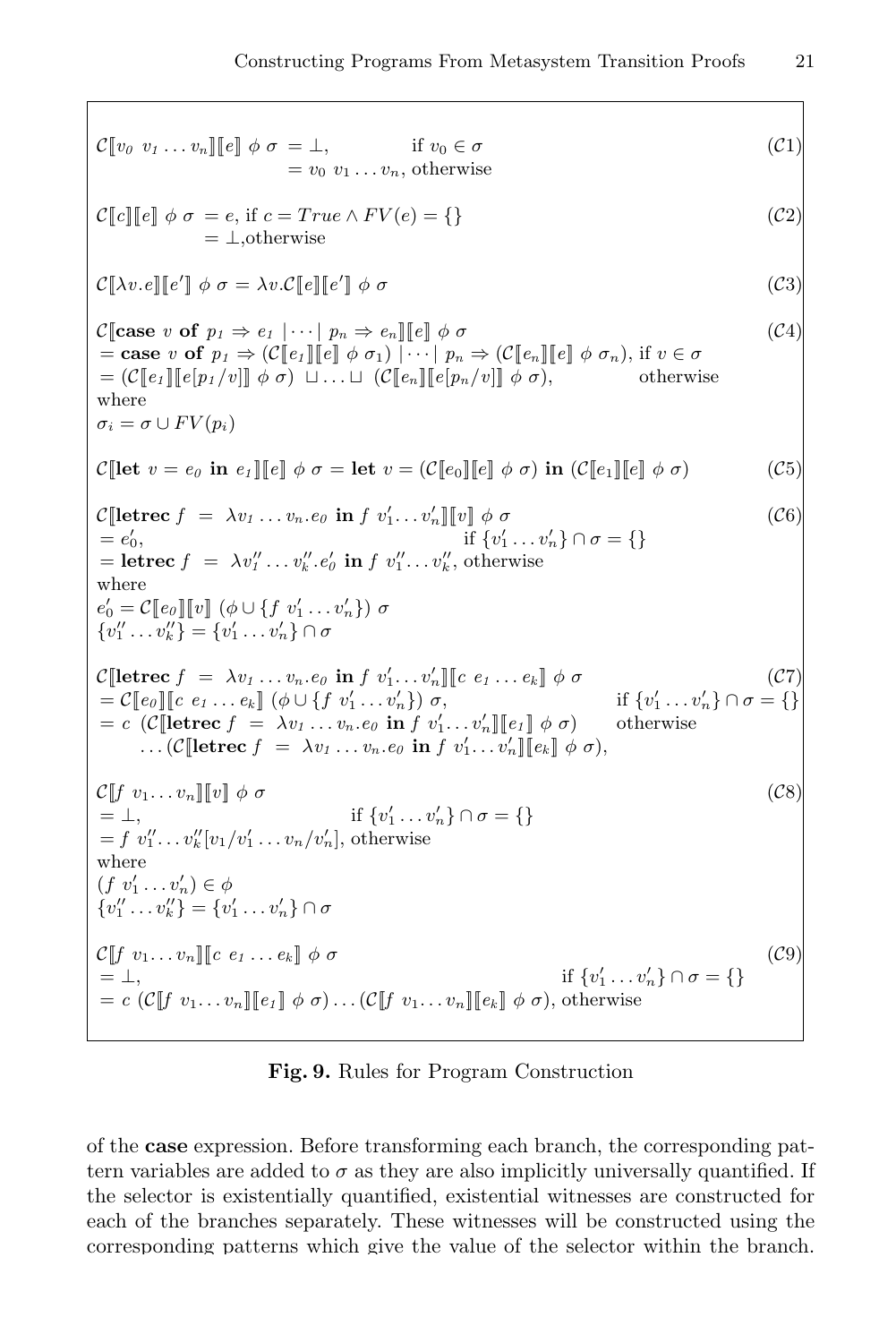$$\mathcal{C}[\![v_0\ v_1 \ldots v_n]\!][\![e]\!]\ \phi\ \sigma \ = \bot, \qquad \text{if } v_0 \in \sigma \qquad (\mathcal{C}1)$$
$$\qquad\qquad = v_0\ v_1 \ldots v_n, \text{ otherwise}$$

$$\mathcal{C}[\![c]\!][\![e]\!]\ \phi\ \sigma \ = e, \text{ if } c = True \wedge FV(e) = \{\} \qquad (\mathcal{C}2)$$
$$\qquad = \bot, \text{otherwise}$$

$$\mathcal{C}[\![\lambda v.e]\!][\![e']\!]\ \phi\ \sigma = \lambda v.\mathcal{C}[\![e]\!][\![e']\!]\ \phi\ \sigma \qquad (\mathcal{C}3)$$

$$\mathcal{C}[\![\textbf{case}\ v\ \textbf{of}\ p_1 \Rightarrow e_1 \mid \cdots \mid p_n \Rightarrow e_n]\!][\![e]\!]\ \phi\ \sigma \qquad (\mathcal{C}4)$$
$$= \textbf{case}\ v\ \textbf{of}\ p_1 \Rightarrow (\mathcal{C}[\![e_1]\!][\![e]\!]\ \phi\ \sigma_1) \mid \cdots \mid p_n \Rightarrow (\mathcal{C}[\![e_n]\!][\![e]\!]\ \phi\ \sigma_n), \text{ if } v \in \sigma$$
$$= (\mathcal{C}[\![e_1]\!][\![e[p_1/v]]\!]\ \phi\ \sigma)\ \sqcup \ldots \sqcup\ (\mathcal{C}[\![e_n]\!][\![e[p_n/v]]\!]\ \phi\ \sigma), \qquad \text{otherwise}$$
where
$$\sigma_i = \sigma \cup FV(p_i)$$

$$\mathcal{C}[\![\textbf{let}\ v = e_0\ \textbf{in}\ e_1]\!][\![e]\!]\ \phi\ \sigma = \textbf{let}\ v = (\mathcal{C}[\![e_0]\!][\![e]\!]\ \phi\ \sigma)\ \textbf{in}\ (\mathcal{C}[\![e_1]\!][\![e]\!]\ \phi\ \sigma) \qquad (\mathcal{C}5)$$

$$\mathcal{C}[\![\textbf{letrec}\ f\ =\ \lambda v_1 \ldots v_n.e_0\ \textbf{in}\ f\ v'_1 \ldots v'_n]\!][\![v]\!]\ \phi\ \sigma \qquad (\mathcal{C}6)$$
$$= e'_0, \qquad \text{if } \{v'_1 \ldots v'_n\} \cap \sigma = \{\}$$
$$= \textbf{letrec}\ f\ =\ \lambda v''_1 \ldots v''_k.e'_0\ \textbf{in}\ f\ v''_1 \ldots v''_k, \text{ otherwise}$$
where
$$e'_0 = \mathcal{C}[\![e_0]\!][\![v]\!]\ (\phi \cup \{f\ v'_1 \ldots v'_n\})\ \sigma$$
$$\{v''_1 \ldots v''_k\} = \{v'_1 \ldots v'_n\} \cap \sigma$$

$$\mathcal{C}[\![\textbf{letrec}\ f\ =\ \lambda v_1 \ldots v_n.e_0\ \textbf{in}\ f\ v'_1 \ldots v'_n]\!][\![c\ e_1 \ldots e_k]\!]\ \phi\ \sigma \qquad (\mathcal{C}7)$$
$$= \mathcal{C}[\![e_0]\!][\![c\ e_1 \ldots e_k]\!]\ (\phi \cup \{f\ v'_1 \ldots v'_n\})\ \sigma, \qquad \text{if } \{v'_1 \ldots v'_n\} \cap \sigma = \{\}$$
$$= c\ (\mathcal{C}[\![\textbf{letrec}\ f\ =\ \lambda v_1 \ldots v_n.e_0\ \textbf{in}\ f\ v'_1 \ldots v'_n]\!][\![e_1]\!]\ \phi\ \sigma) \qquad \text{otherwise}$$
$$\ldots (\mathcal{C}[\![\textbf{letrec}\ f\ =\ \lambda v_1 \ldots v_n.e_0\ \textbf{in}\ f\ v'_1 \ldots v'_n]\!][\![e_k]\!]\ \phi\ \sigma),$$

$$\mathcal{C}[\![f\ v_1 \ldots v_n]\!][\![v]\!]\ \phi\ \sigma \qquad (\mathcal{C}8)$$
$$= \bot, \qquad \text{if } \{v'_1 \ldots v'_n\} \cap \sigma = \{\}$$
$$= f\ v''_1 \ldots v''_k[v_1/v'_1 \ldots v_n/v'_n], \text{ otherwise}$$
where
$$(f\ v'_1 \ldots v'_n) \in \phi$$
$$\{v''_1 \ldots v''_k\} = \{v'_1 \ldots v'_n\} \cap \sigma$$

$$\mathcal{C}[\![f\ v_1 \ldots v_n]\!][\![c\ e_1 \ldots e_k]\!]\ \phi\ \sigma \qquad (\mathcal{C}9)$$
$$= \bot, \qquad \text{if } \{v'_1 \ldots v'_n\} \cap \sigma = \{\}$$
$$= c\ (\mathcal{C}[\![f\ v_1 \ldots v_n]\!][\![e_1]\!]\ \phi\ \sigma) \ldots (\mathcal{C}[\![f\ v_1 \ldots v_n]\!][\![e_k]\!]\ \phi\ \sigma), \text{ otherwise}$$

**Fig. 9.** Rules for Program Construction

of the **case** expression. Before transforming each branch, the corresponding pattern variables are added to $\sigma$ as they are also implicitly universally quantified. If the selector is existentially quantified, existential witnesses are constructed for each of the branches separately. These witnesses will be constructed using the corresponding patterns which give the value of the selector within the branch.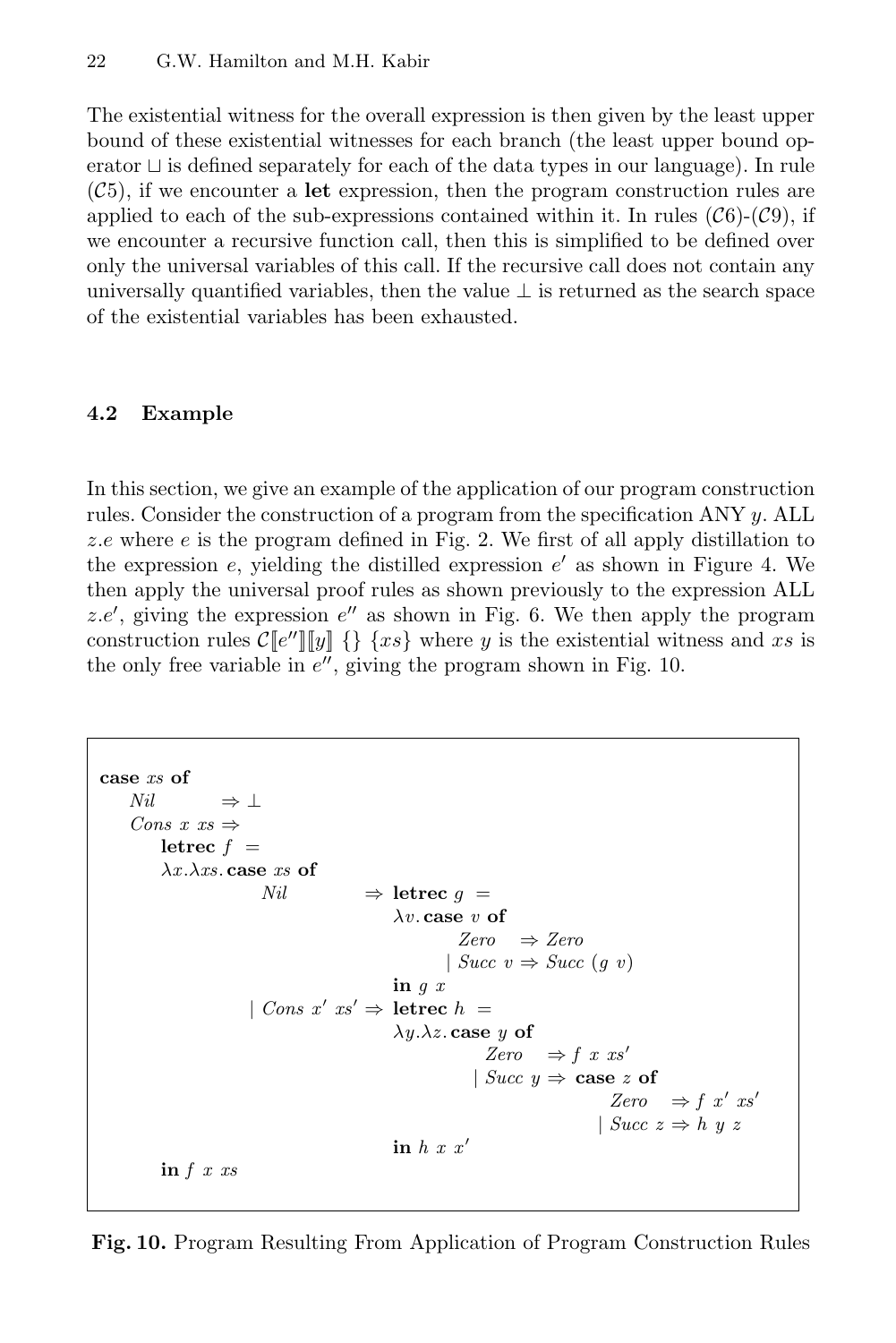The existential witness for the overall expression is then given by the least upper bound of these existential witnesses for each branch (the least upper bound operator $\sqcup$ is defined separately for each of the data types in our language). In rule ($\mathcal{C}5$), if we encounter a **let** expression, then the program construction rules are applied to each of the sub-expressions contained within it. In rules ($\mathcal{C}6$)-($\mathcal{C}9$), if we encounter a recursive function call, then this is simplified to be defined over only the universal variables of this call. If the recursive call does not contain any universally quantified variables, then the value $\bot$ is returned as the search space of the existential variables has been exhausted.

### 4.2 Example

In this section, we give an example of the application of our program construction rules. Consider the construction of a program from the specification ANY $y$. ALL $z.e$ where $e$ is the program defined in Fig. 2. We first of all apply distillation to the expression $e$, yielding the distilled expression $e'$ as shown in Figure 4. We then apply the universal proof rules as shown previously to the expression ALL $z.e'$, giving the expression $e''$ as shown in Fig. 6. We then apply the program construction rules $\mathcal{C}[\![e'']\!][\![y]\!]\ \{\}\ \{xs\}$ where $y$ is the existential witness and $xs$ is the only free variable in $e''$, giving the program shown in Fig. 10.

```
case xs of
  Nil        ⇒ ⊥
  Cons x xs ⇒
    letrec f =
    λx.λxs. case xs of
              Nil          ⇒ letrec g =
                               λv. case v of
                                     Zero   ⇒ Zero
                                   | Succ v ⇒ Succ (g v)
                               in g x
            | Cons x' xs' ⇒ letrec h =
                               λy.λz. case y of
                                        Zero   ⇒ f x xs'
                                      | Succ y ⇒ case z of
                                                   Zero   ⇒ f x' xs'
                                                 | Succ z ⇒ h y z
                               in h x x'
    in f x xs
```

**Fig. 10.** Program Resulting From Application of Program Construction Rules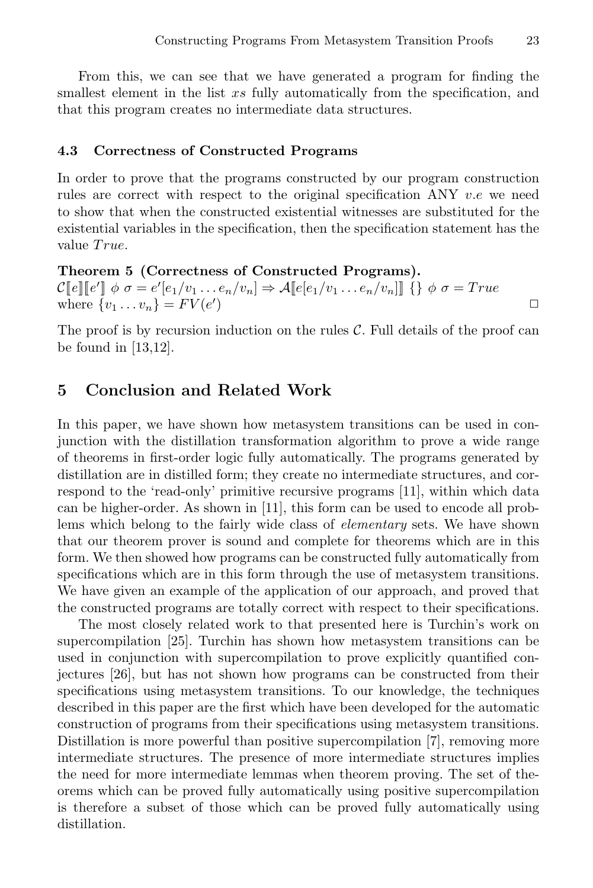From this, we can see that we have generated a program for finding the smallest element in the list $xs$ fully automatically from the specification, and that this program creates no intermediate data structures.

### 4.3 Correctness of Constructed Programs

In order to prove that the programs constructed by our program construction rules are correct with respect to the original specification ANY $v.e$ we need to show that when the constructed existential witnesses are substituted for the existential variables in the specification, then the specification statement has the value $True$.

**Theorem 5 (Correctness of Constructed Programs).**
$\mathcal{C}[\![e]\!][\![e']\!]\ \phi\ \sigma = e'[e_1/v_1 \ldots e_n/v_n] \Rightarrow \mathcal{A}[\![e[e_1/v_1 \ldots e_n/v_n]]\!]\ \{\}\ \phi\ \sigma = True$
where $\{v_1 \ldots v_n\} = FV(e')$ □

The proof is by recursion induction on the rules $\mathcal{C}$. Full details of the proof can be found in [13,12].

## 5 Conclusion and Related Work

In this paper, we have shown how metasystem transitions can be used in conjunction with the distillation transformation algorithm to prove a wide range of theorems in first-order logic fully automatically. The programs generated by distillation are in distilled form; they create no intermediate structures, and correspond to the 'read-only' primitive recursive programs [11], within which data can be higher-order. As shown in [11], this form can be used to encode all problems which belong to the fairly wide class of *elementary* sets. We have shown that our theorem prover is sound and complete for theorems which are in this form. We then showed how programs can be constructed fully automatically from specifications which are in this form through the use of metasystem transitions. We have given an example of the application of our approach, and proved that the constructed programs are totally correct with respect to their specifications.

The most closely related work to that presented here is Turchin's work on supercompilation [25]. Turchin has shown how metasystem transitions can be used in conjunction with supercompilation to prove explicitly quantified conjectures [26], but has not shown how programs can be constructed from their specifications using metasystem transitions. To our knowledge, the techniques described in this paper are the first which have been developed for the automatic construction of programs from their specifications using metasystem transitions. Distillation is more powerful than positive supercompilation [7], removing more intermediate structures. The presence of more intermediate structures implies the need for more intermediate lemmas when theorem proving. The set of theorems which can be proved fully automatically using positive supercompilation is therefore a subset of those which can be proved fully automatically using distillation.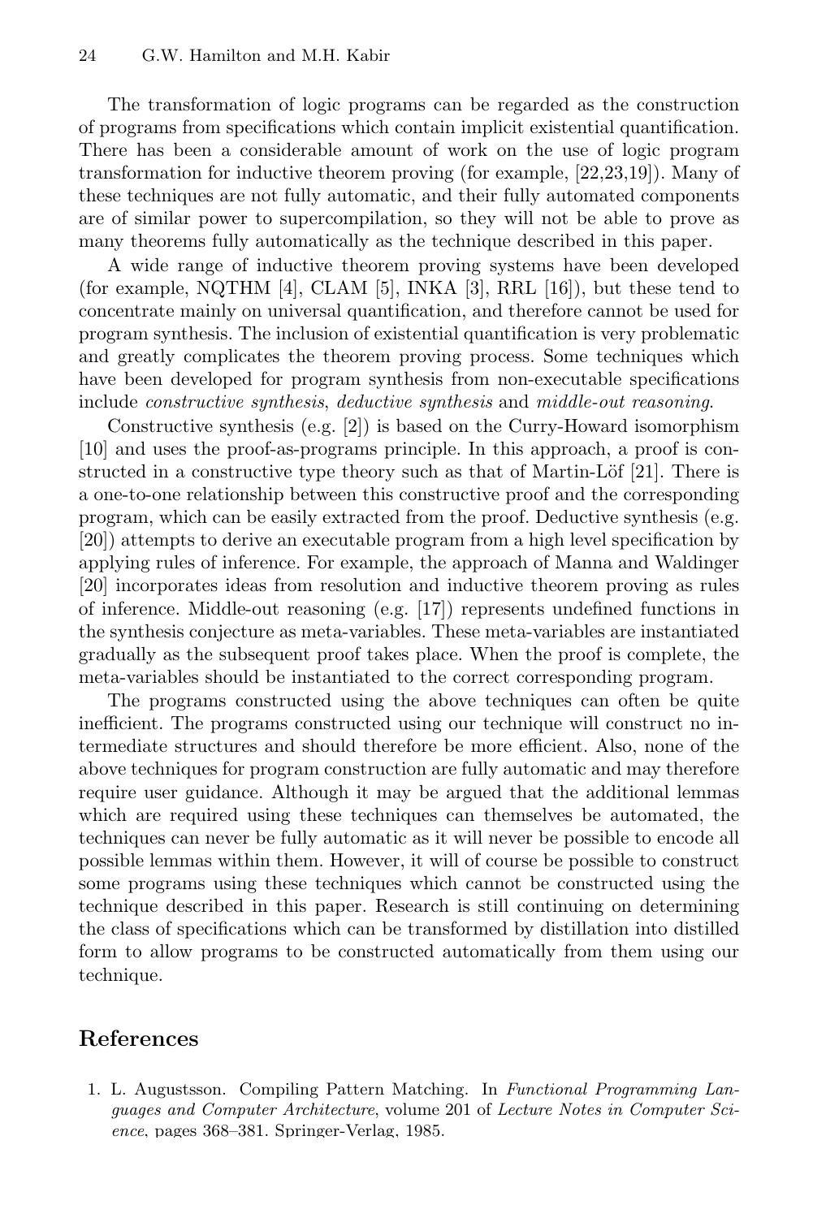The transformation of logic programs can be regarded as the construction of programs from specifications which contain implicit existential quantification. There has been a considerable amount of work on the use of logic program transformation for inductive theorem proving (for example, [22,23,19]). Many of these techniques are not fully automatic, and their fully automated components are of similar power to supercompilation, so they will not be able to prove as many theorems fully automatically as the technique described in this paper.

A wide range of inductive theorem proving systems have been developed (for example, NQTHM [4], CLAM [5], INKA [3], RRL [16]), but these tend to concentrate mainly on universal quantification, and therefore cannot be used for program synthesis. The inclusion of existential quantification is very problematic and greatly complicates the theorem proving process. Some techniques which have been developed for program synthesis from non-executable specifications include *constructive synthesis*, *deductive synthesis* and *middle-out reasoning*.

Constructive synthesis (e.g. [2]) is based on the Curry-Howard isomorphism [10] and uses the proof-as-programs principle. In this approach, a proof is constructed in a constructive type theory such as that of Martin-Löf [21]. There is a one-to-one relationship between this constructive proof and the corresponding program, which can be easily extracted from the proof. Deductive synthesis (e.g. [20]) attempts to derive an executable program from a high level specification by applying rules of inference. For example, the approach of Manna and Waldinger [20] incorporates ideas from resolution and inductive theorem proving as rules of inference. Middle-out reasoning (e.g. [17]) represents undefined functions in the synthesis conjecture as meta-variables. These meta-variables are instantiated gradually as the subsequent proof takes place. When the proof is complete, the meta-variables should be instantiated to the correct corresponding program.

The programs constructed using the above techniques can often be quite inefficient. The programs constructed using our technique will construct no intermediate structures and should therefore be more efficient. Also, none of the above techniques for program construction are fully automatic and may therefore require user guidance. Although it may be argued that the additional lemmas which are required using these techniques can themselves be automated, the techniques can never be fully automatic as it will never be possible to encode all possible lemmas within them. However, it will of course be possible to construct some programs using these techniques which cannot be constructed using the technique described in this paper. Research is still continuing on determining the class of specifications which can be transformed by distillation into distilled form to allow programs to be constructed automatically from them using our technique.

## References

1. L. Augustsson. Compiling Pattern Matching. In *Functional Programming Languages and Computer Architecture*, volume 201 of *Lecture Notes in Computer Science*, pages 368–381. Springer-Verlag, 1985.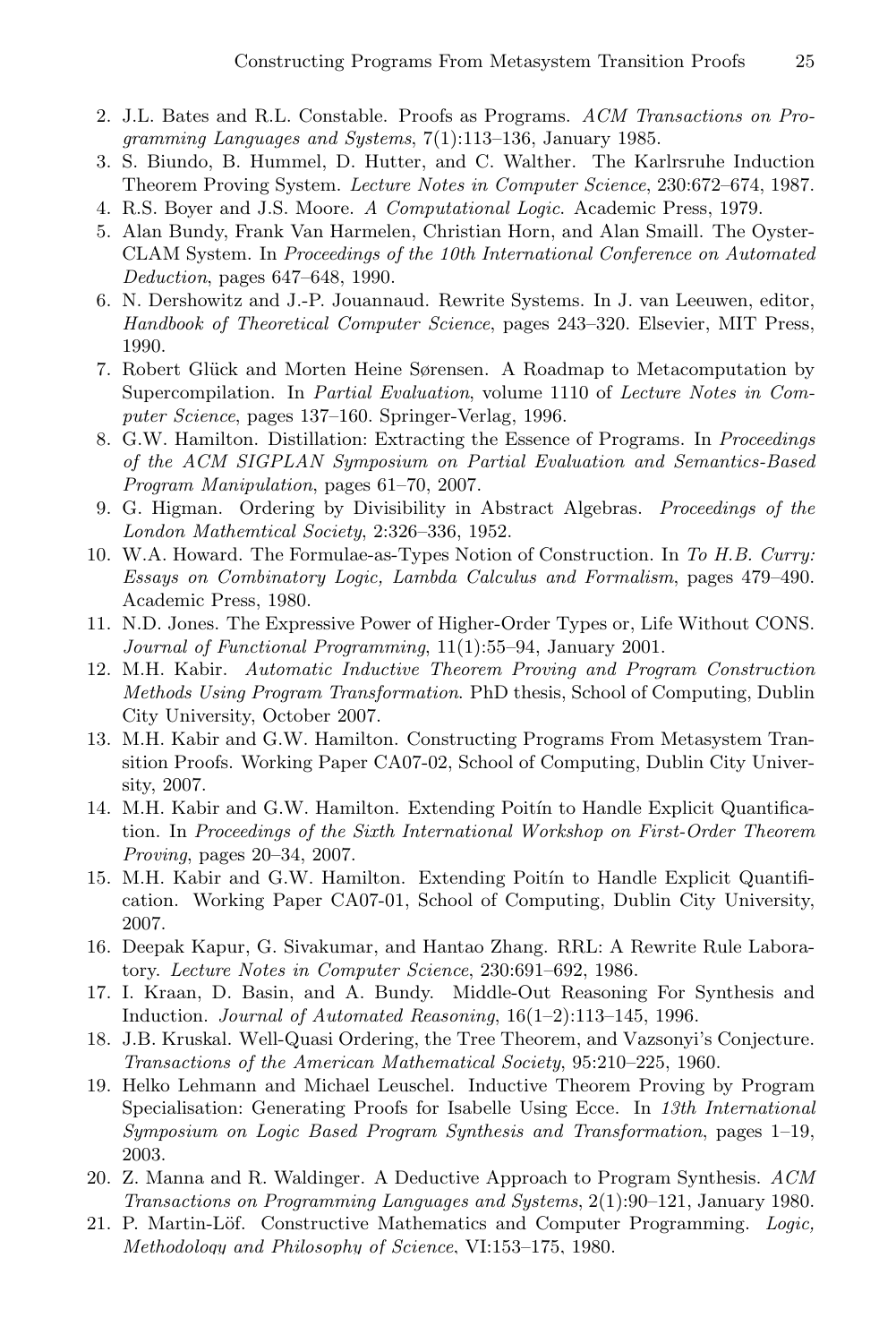2. J.L. Bates and R.L. Constable. Proofs as Programs. *ACM Transactions on Programming Languages and Systems*, 7(1):113–136, January 1985.
3. S. Biundo, B. Hummel, D. Hutter, and C. Walther. The Karlrsruhe Induction Theorem Proving System. *Lecture Notes in Computer Science*, 230:672–674, 1987.
4. R.S. Boyer and J.S. Moore. *A Computational Logic*. Academic Press, 1979.
5. Alan Bundy, Frank Van Harmelen, Christian Horn, and Alan Smaill. The Oyster-CLAM System. In *Proceedings of the 10th International Conference on Automated Deduction*, pages 647–648, 1990.
6. N. Dershowitz and J.-P. Jouannaud. Rewrite Systems. In J. van Leeuwen, editor, *Handbook of Theoretical Computer Science*, pages 243–320. Elsevier, MIT Press, 1990.
7. Robert Glück and Morten Heine Sørensen. A Roadmap to Metacomputation by Supercompilation. In *Partial Evaluation*, volume 1110 of *Lecture Notes in Computer Science*, pages 137–160. Springer-Verlag, 1996.
8. G.W. Hamilton. Distillation: Extracting the Essence of Programs. In *Proceedings of the ACM SIGPLAN Symposium on Partial Evaluation and Semantics-Based Program Manipulation*, pages 61–70, 2007.
9. G. Higman. Ordering by Divisibility in Abstract Algebras. *Proceedings of the London Mathemtical Society*, 2:326–336, 1952.
10. W.A. Howard. The Formulae-as-Types Notion of Construction. In *To H.B. Curry: Essays on Combinatory Logic, Lambda Calculus and Formalism*, pages 479–490. Academic Press, 1980.
11. N.D. Jones. The Expressive Power of Higher-Order Types or, Life Without CONS. *Journal of Functional Programming*, 11(1):55–94, January 2001.
12. M.H. Kabir. *Automatic Inductive Theorem Proving and Program Construction Methods Using Program Transformation*. PhD thesis, School of Computing, Dublin City University, October 2007.
13. M.H. Kabir and G.W. Hamilton. Constructing Programs From Metasystem Transition Proofs. Working Paper CA07-02, School of Computing, Dublin City University, 2007.
14. M.H. Kabir and G.W. Hamilton. Extending Poitín to Handle Explicit Quantification. In *Proceedings of the Sixth International Workshop on First-Order Theorem Proving*, pages 20–34, 2007.
15. M.H. Kabir and G.W. Hamilton. Extending Poitín to Handle Explicit Quantification. Working Paper CA07-01, School of Computing, Dublin City University, 2007.
16. Deepak Kapur, G. Sivakumar, and Hantao Zhang. RRL: A Rewrite Rule Laboratory. *Lecture Notes in Computer Science*, 230:691–692, 1986.
17. I. Kraan, D. Basin, and A. Bundy. Middle-Out Reasoning For Synthesis and Induction. *Journal of Automated Reasoning*, 16(1–2):113–145, 1996.
18. J.B. Kruskal. Well-Quasi Ordering, the Tree Theorem, and Vazsonyi's Conjecture. *Transactions of the American Mathematical Society*, 95:210–225, 1960.
19. Helko Lehmann and Michael Leuschel. Inductive Theorem Proving by Program Specialisation: Generating Proofs for Isabelle Using Ecce. In *13th International Symposium on Logic Based Program Synthesis and Transformation*, pages 1–19, 2003.
20. Z. Manna and R. Waldinger. A Deductive Approach to Program Synthesis. *ACM Transactions on Programming Languages and Systems*, 2(1):90–121, January 1980.
21. P. Martin-Löf. Constructive Mathematics and Computer Programming. *Logic, Methodology and Philosophy of Science*, VI:153–175, 1980.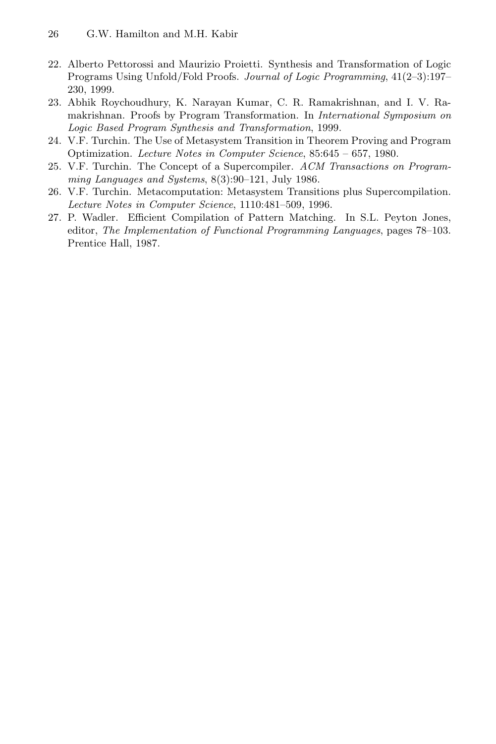22. Alberto Pettorossi and Maurizio Proietti. Synthesis and Transformation of Logic Programs Using Unfold/Fold Proofs. *Journal of Logic Programming*, 41(2–3):197–230, 1999.
23. Abhik Roychoudhury, K. Narayan Kumar, C. R. Ramakrishnan, and I. V. Ramakrishnan. Proofs by Program Transformation. In *International Symposium on Logic Based Program Synthesis and Transformation*, 1999.
24. V.F. Turchin. The Use of Metasystem Transition in Theorem Proving and Program Optimization. *Lecture Notes in Computer Science*, 85:645 – 657, 1980.
25. V.F. Turchin. The Concept of a Supercompiler. *ACM Transactions on Programming Languages and Systems*, 8(3):90–121, July 1986.
26. V.F. Turchin. Metacomputation: Metasystem Transitions plus Supercompilation. *Lecture Notes in Computer Science*, 1110:481–509, 1996.
27. P. Wadler. Efficient Compilation of Pattern Matching. In S.L. Peyton Jones, editor, *The Implementation of Functional Programming Languages*, pages 78–103. Prentice Hall, 1987.